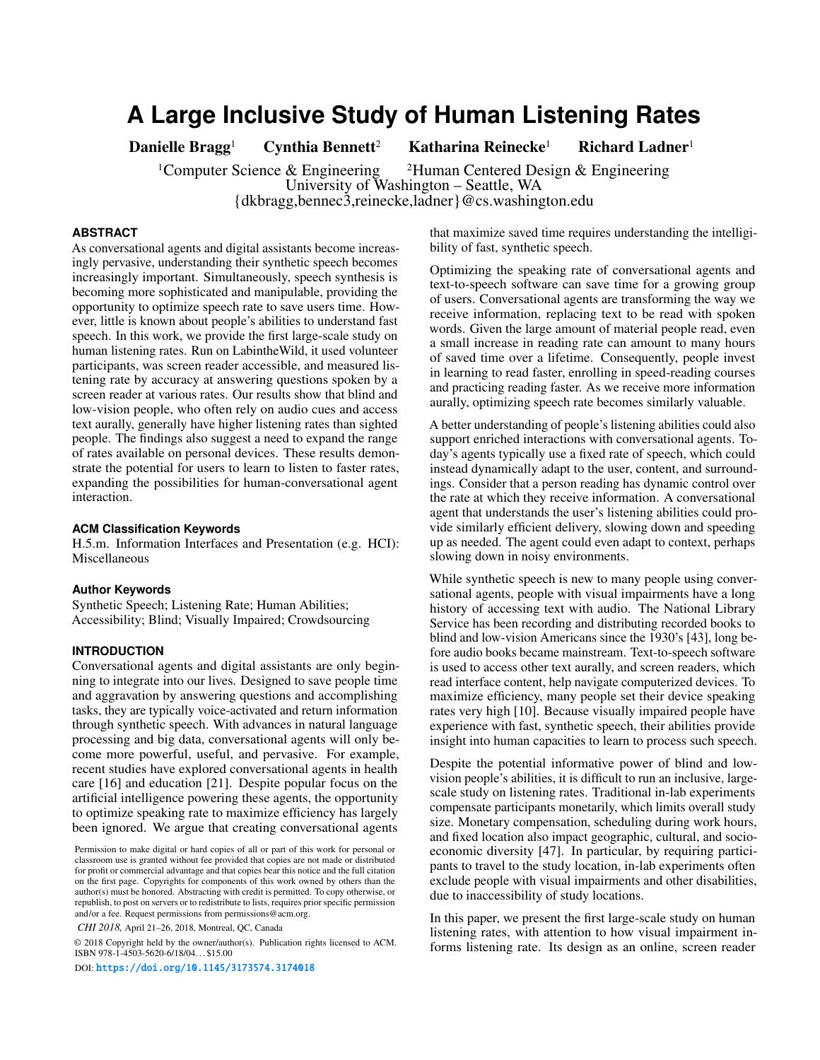# A Large Inclusive Study of Human Listening Rates

**Danielle Bragg**[1] **Cynthia Bennett**[2] **Katharina Reinecke**[1] **Richard Ladner**[1]

[1]Computer Science & Engineering [2]Human Centered Design & Engineering
University of Washington – Seattle, WA
{dkbragg,bennec3,reinecke,ladner}@cs.washington.edu

## ABSTRACT

As conversational agents and digital assistants become increasingly pervasive, understanding their synthetic speech becomes increasingly important. Simultaneously, speech synthesis is becoming more sophisticated and manipulable, providing the opportunity to optimize speech rate to save users time. However, little is known about people's abilities to understand fast speech. In this work, we provide the first large-scale study on human listening rates. Run on LabintheWild, it used volunteer participants, was screen reader accessible, and measured listening rate by accuracy at answering questions spoken by a screen reader at various rates. Our results show that blind and low-vision people, who often rely on audio cues and access text aurally, generally have higher listening rates than sighted people. The findings also suggest a need to expand the range of rates available on personal devices. These results demonstrate the potential for users to learn to listen to faster rates, expanding the possibilities for human-conversational agent interaction.

### ACM Classification Keywords

H.5.m. Information Interfaces and Presentation (e.g. HCI): Miscellaneous

### Author Keywords

Synthetic Speech; Listening Rate; Human Abilities; Accessibility; Blind; Visually Impaired; Crowdsourcing

## INTRODUCTION

Conversational agents and digital assistants are only beginning to integrate into our lives. Designed to save people time and aggravation by answering questions and accomplishing tasks, they are typically voice-activated and return information through synthetic speech. With advances in natural language processing and big data, conversational agents will only become more powerful, useful, and pervasive. For example, recent studies have explored conversational agents in health care [16] and education [21]. Despite popular focus on the artificial intelligence powering these agents, the opportunity to optimize speaking rate to maximize efficiency has largely been ignored. We argue that creating conversational agents that maximize saved time requires understanding the intelligibility of fast, synthetic speech.

Optimizing the speaking rate of conversational agents and text-to-speech software can save time for a growing group of users. Conversational agents are transforming the way we receive information, replacing text to be read with spoken words. Given the large amount of material people read, even a small increase in reading rate can amount to many hours of saved time over a lifetime. Consequently, people invest in learning to read faster, enrolling in speed-reading courses and practicing reading faster. As we receive more information aurally, optimizing speech rate becomes similarly valuable.

A better understanding of people's listening abilities could also support enriched interactions with conversational agents. Today's agents typically use a fixed rate of speech, which could instead dynamically adapt to the user, content, and surroundings. Consider that a person reading has dynamic control over the rate at which they receive information. A conversational agent that understands the user's listening abilities could provide similarly efficient delivery, slowing down and speeding up as needed. The agent could even adapt to context, perhaps slowing down in noisy environments.

While synthetic speech is new to many people using conversational agents, people with visual impairments have a long history of accessing text with audio. The National Library Service has been recording and distributing recorded books to blind and low-vision Americans since the 1930's [43], long before audio books became mainstream. Text-to-speech software is used to access other text aurally, and screen readers, which read interface content, help navigate computerized devices. To maximize efficiency, many people set their device speaking rates very high [10]. Because visually impaired people have experience with fast, synthetic speech, their abilities provide insight into human capacities to learn to process such speech.

Despite the potential informative power of blind and low-vision people's abilities, it is difficult to run an inclusive, large-scale study on listening rates. Traditional in-lab experiments compensate participants monetarily, which limits overall study size. Monetary compensation, scheduling during work hours, and fixed location also impact geographic, cultural, and socio-economic diversity [47]. In particular, by requiring participants to travel to the study location, in-lab experiments often exclude people with visual impairments and other disabilities, due to inaccessibility of study locations.

In this paper, we present the first large-scale study on human listening rates, with attention to how visual impairment informs listening rate. Its design as an online, screen reader

Permission to make digital or hard copies of all or part of this work for personal or classroom use is granted without fee provided that copies are not made or distributed for profit or commercial advantage and that copies bear this notice and the full citation on the first page. Copyrights for components of this work owned by others than the author(s) must be honored. Abstracting with credit is permitted. To copy otherwise, or republish, to post on servers or to redistribute to lists, requires prior specific permission and/or a fee. Request permissions from permissions@acm.org.

*CHI 2018,* April 21–26, 2018, Montreal, QC, Canada

© 2018 Copyright held by the owner/author(s). Publication rights licensed to ACM. ISBN 978-1-4503-5620-6/18/04...$15.00

DOI: https://doi.org/10.1145/3173574.3174018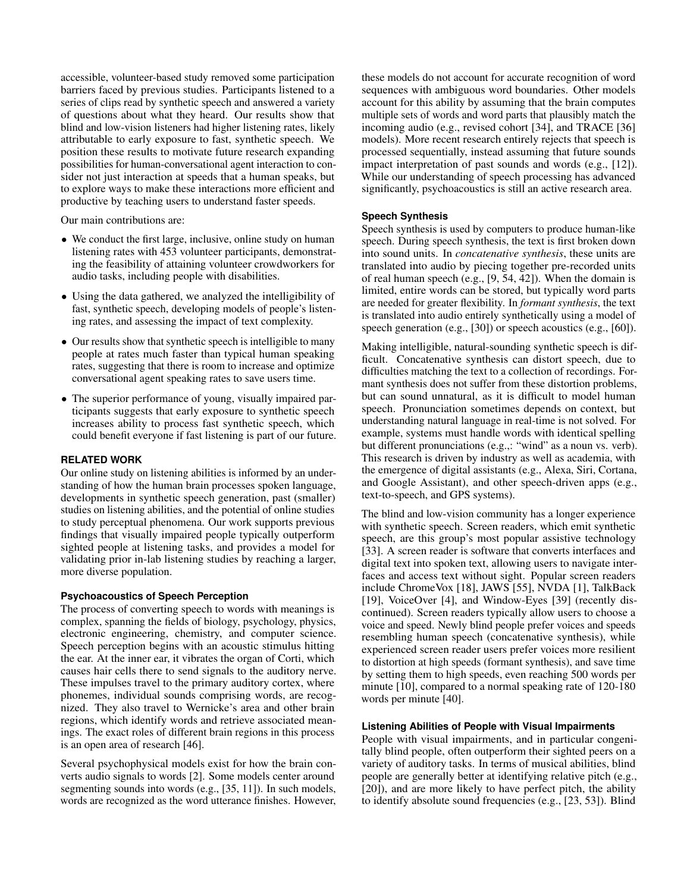accessible, volunteer-based study removed some participation barriers faced by previous studies. Participants listened to a series of clips read by synthetic speech and answered a variety of questions about what they heard. Our results show that blind and low-vision listeners had higher listening rates, likely attributable to early exposure to fast, synthetic speech. We position these results to motivate future research expanding possibilities for human-conversational agent interaction to consider not just interaction at speeds that a human speaks, but to explore ways to make these interactions more efficient and productive by teaching users to understand faster speeds.

Our main contributions are:

- We conduct the first large, inclusive, online study on human listening rates with 453 volunteer participants, demonstrating the feasibility of attaining volunteer crowdworkers for audio tasks, including people with disabilities.
- Using the data gathered, we analyzed the intelligibility of fast, synthetic speech, developing models of people's listening rates, and assessing the impact of text complexity.
- Our results show that synthetic speech is intelligible to many people at rates much faster than typical human speaking rates, suggesting that there is room to increase and optimize conversational agent speaking rates to save users time.
- The superior performance of young, visually impaired participants suggests that early exposure to synthetic speech increases ability to process fast synthetic speech, which could benefit everyone if fast listening is part of our future.

## RELATED WORK

Our online study on listening abilities is informed by an understanding of how the human brain processes spoken language, developments in synthetic speech generation, past (smaller) studies on listening abilities, and the potential of online studies to study perceptual phenomena. Our work supports previous findings that visually impaired people typically outperform sighted people at listening tasks, and provides a model for validating prior in-lab listening studies by reaching a larger, more diverse population.

### Psychoacoustics of Speech Perception

The process of converting speech to words with meanings is complex, spanning the fields of biology, psychology, physics, electronic engineering, chemistry, and computer science. Speech perception begins with an acoustic stimulus hitting the ear. At the inner ear, it vibrates the organ of Corti, which causes hair cells there to send signals to the auditory nerve. These impulses travel to the primary auditory cortex, where phonemes, individual sounds comprising words, are recognized. They also travel to Wernicke's area and other brain regions, which identify words and retrieve associated meanings. The exact roles of different brain regions in this process is an open area of research [46].

Several psychophysical models exist for how the brain converts audio signals to words [2]. Some models center around segmenting sounds into words (e.g., [35, 11]). In such models, words are recognized as the word utterance finishes. However, these models do not account for accurate recognition of word sequences with ambiguous word boundaries. Other models account for this ability by assuming that the brain computes multiple sets of words and word parts that plausibly match the incoming audio (e.g., revised cohort [34], and TRACE [36] models). More recent research entirely rejects that speech is processed sequentially, instead assuming that future sounds impact interpretation of past sounds and words (e.g., [12]). While our understanding of speech processing has advanced significantly, psychoacoustics is still an active research area.

### Speech Synthesis

Speech synthesis is used by computers to produce human-like speech. During speech synthesis, the text is first broken down into sound units. In *concatenative synthesis*, these units are translated into audio by piecing together pre-recorded units of real human speech (e.g., [9, 54, 42]). When the domain is limited, entire words can be stored, but typically word parts are needed for greater flexibility. In *formant synthesis*, the text is translated into audio entirely synthetically using a model of speech generation (e.g., [30]) or speech acoustics (e.g., [60]).

Making intelligible, natural-sounding synthetic speech is difficult. Concatenative synthesis can distort speech, due to difficulties matching the text to a collection of recordings. Formant synthesis does not suffer from these distortion problems, but can sound unnatural, as it is difficult to model human speech. Pronunciation sometimes depends on context, but understanding natural language in real-time is not solved. For example, systems must handle words with identical spelling but different pronunciations (e.g.,: "wind" as a noun vs. verb). This research is driven by industry as well as academia, with the emergence of digital assistants (e.g., Alexa, Siri, Cortana, and Google Assistant), and other speech-driven apps (e.g., text-to-speech, and GPS systems).

The blind and low-vision community has a longer experience with synthetic speech. Screen readers, which emit synthetic speech, are this group's most popular assistive technology [33]. A screen reader is software that converts interfaces and digital text into spoken text, allowing users to navigate interfaces and access text without sight. Popular screen readers include ChromeVox [18], JAWS [55], NVDA [1], TalkBack [19], VoiceOver [4], and Window-Eyes [39] (recently discontinued). Screen readers typically allow users to choose a voice and speed. Newly blind people prefer voices and speeds resembling human speech (concatenative synthesis), while experienced screen reader users prefer voices more resilient to distortion at high speeds (formant synthesis), and save time by setting them to high speeds, even reaching 500 words per minute [10], compared to a normal speaking rate of 120-180 words per minute [40].

### Listening Abilities of People with Visual Impairments

People with visual impairments, and in particular congenitally blind people, often outperform their sighted peers on a variety of auditory tasks. In terms of musical abilities, blind people are generally better at identifying relative pitch (e.g., [20]), and are more likely to have perfect pitch, the ability to identify absolute sound frequencies (e.g., [23, 53]). Blind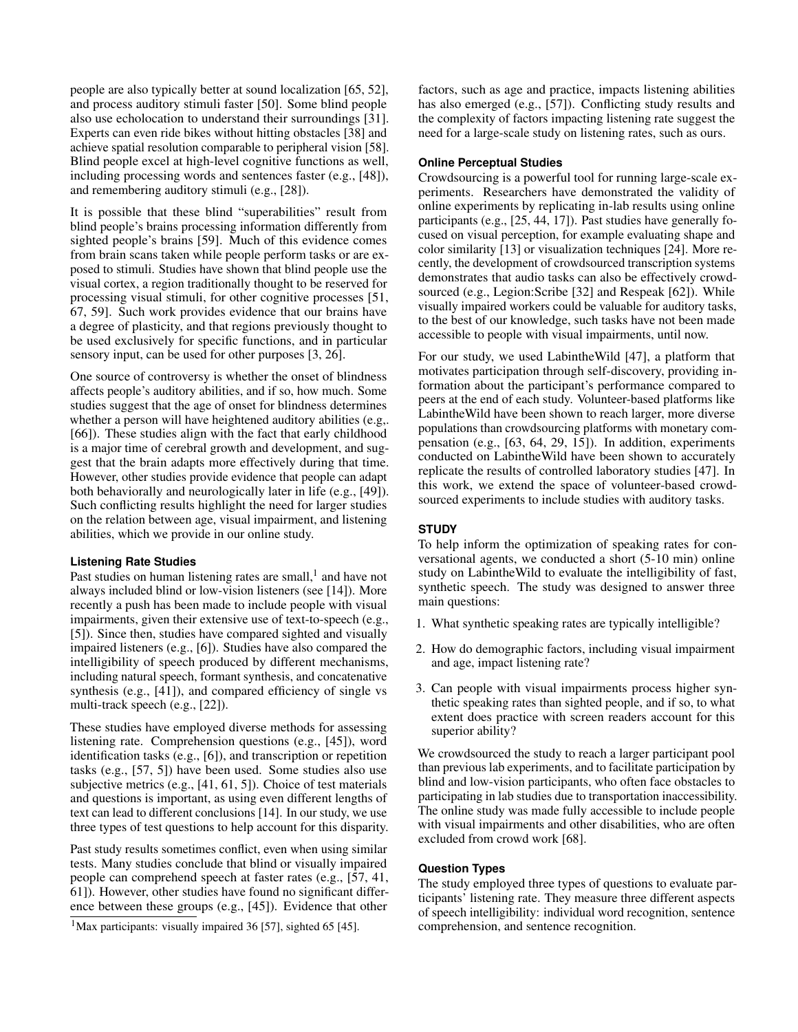people are also typically better at sound localization [65, 52], and process auditory stimuli faster [50]. Some blind people also use echolocation to understand their surroundings [31]. Experts can even ride bikes without hitting obstacles [38] and achieve spatial resolution comparable to peripheral vision [58]. Blind people excel at high-level cognitive functions as well, including processing words and sentences faster (e.g., [48]), and remembering auditory stimuli (e.g., [28]).

It is possible that these blind "superabilities" result from blind people's brains processing information differently from sighted people's brains [59]. Much of this evidence comes from brain scans taken while people perform tasks or are exposed to stimuli. Studies have shown that blind people use the visual cortex, a region traditionally thought to be reserved for processing visual stimuli, for other cognitive processes [51, 67, 59]. Such work provides evidence that our brains have a degree of plasticity, and that regions previously thought to be used exclusively for specific functions, and in particular sensory input, can be used for other purposes [3, 26].

One source of controversy is whether the onset of blindness affects people's auditory abilities, and if so, how much. Some studies suggest that the age of onset for blindness determines whether a person will have heightened auditory abilities (e.g,. [66]). These studies align with the fact that early childhood is a major time of cerebral growth and development, and suggest that the brain adapts more effectively during that time. However, other studies provide evidence that people can adapt both behaviorally and neurologically later in life (e.g., [49]). Such conflicting results highlight the need for larger studies on the relation between age, visual impairment, and listening abilities, which we provide in our online study.

### Listening Rate Studies

Past studies on human listening rates are small,[1] and have not always included blind or low-vision listeners (see [14]). More recently a push has been made to include people with visual impairments, given their extensive use of text-to-speech (e.g., [5]). Since then, studies have compared sighted and visually impaired listeners (e.g., [6]). Studies have also compared the intelligibility of speech produced by different mechanisms, including natural speech, formant synthesis, and concatenative synthesis (e.g., [41]), and compared efficiency of single vs multi-track speech (e.g., [22]).

These studies have employed diverse methods for assessing listening rate. Comprehension questions (e.g., [45]), word identification tasks (e.g., [6]), and transcription or repetition tasks (e.g., [57, 5]) have been used. Some studies also use subjective metrics (e.g., [41, 61, 5]). Choice of test materials and questions is important, as using even different lengths of text can lead to different conclusions [14]. In our study, we use three types of test questions to help account for this disparity.

Past study results sometimes conflict, even when using similar tests. Many studies conclude that blind or visually impaired people can comprehend speech at faster rates (e.g., [57, 41, 61]). However, other studies have found no significant difference between these groups (e.g., [45]). Evidence that other factors, such as age and practice, impacts listening abilities has also emerged (e.g., [57]). Conflicting study results and the complexity of factors impacting listening rate suggest the need for a large-scale study on listening rates, such as ours.

[1] Max participants: visually impaired 36 [57], sighted 65 [45].

### Online Perceptual Studies

Crowdsourcing is a powerful tool for running large-scale experiments. Researchers have demonstrated the validity of online experiments by replicating in-lab results using online participants (e.g., [25, 44, 17]). Past studies have generally focused on visual perception, for example evaluating shape and color similarity [13] or visualization techniques [24]. More recently, the development of crowdsourced transcription systems demonstrates that audio tasks can also be effectively crowdsourced (e.g., Legion:Scribe [32] and Respeak [62]). While visually impaired workers could be valuable for auditory tasks, to the best of our knowledge, such tasks have not been made accessible to people with visual impairments, until now.

For our study, we used LabintheWild [47], a platform that motivates participation through self-discovery, providing information about the participant's performance compared to peers at the end of each study. Volunteer-based platforms like LabintheWild have been shown to reach larger, more diverse populations than crowdsourcing platforms with monetary compensation (e.g., [63, 64, 29, 15]). In addition, experiments conducted on LabintheWild have been shown to accurately replicate the results of controlled laboratory studies [47]. In this work, we extend the space of volunteer-based crowdsourced experiments to include studies with auditory tasks.

## STUDY

To help inform the optimization of speaking rates for conversational agents, we conducted a short (5-10 min) online study on LabintheWild to evaluate the intelligibility of fast, synthetic speech. The study was designed to answer three main questions:

1. What synthetic speaking rates are typically intelligible?
2. How do demographic factors, including visual impairment and age, impact listening rate?
3. Can people with visual impairments process higher synthetic speaking rates than sighted people, and if so, to what extent does practice with screen readers account for this superior ability?

We crowdsourced the study to reach a larger participant pool than previous lab experiments, and to facilitate participation by blind and low-vision participants, who often face obstacles to participating in lab studies due to transportation inaccessibility. The online study was made fully accessible to include people with visual impairments and other disabilities, who are often excluded from crowd work [68].

### Question Types

The study employed three types of questions to evaluate participants' listening rate. They measure three different aspects of speech intelligibility: individual word recognition, sentence comprehension, and sentence recognition.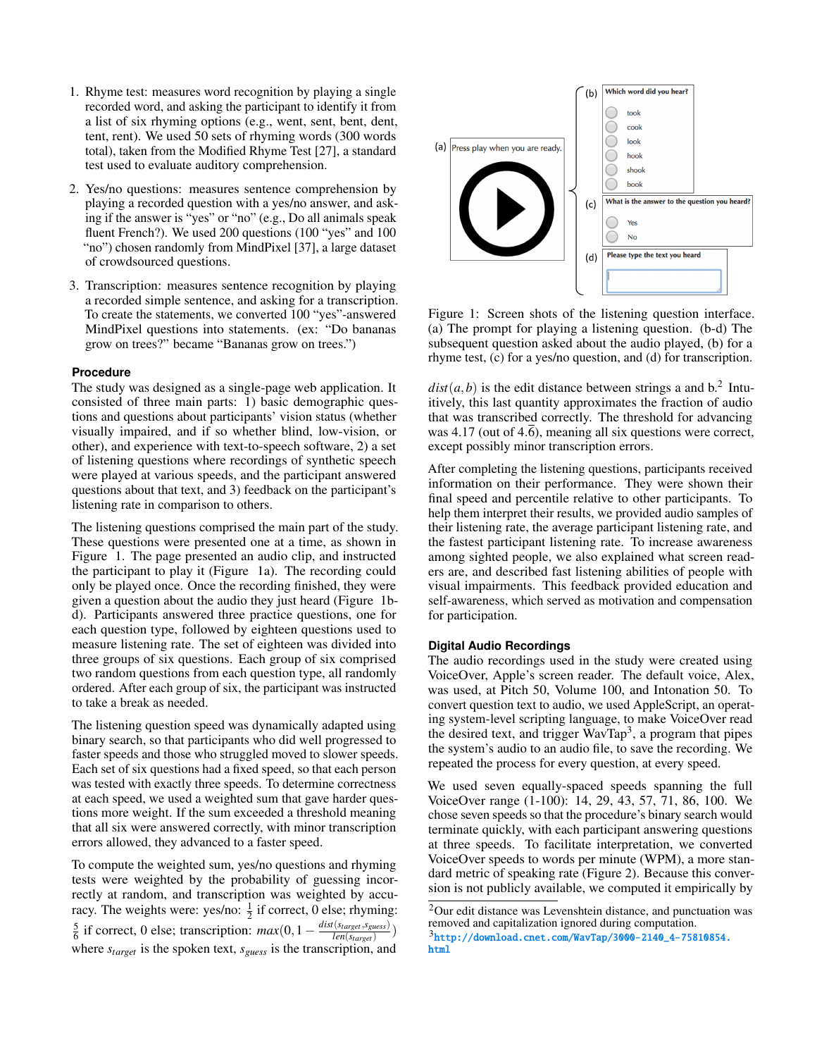1. Rhyme test: measures word recognition by playing a single recorded word, and asking the participant to identify it from a list of six rhyming options (e.g., went, sent, bent, dent, tent, rent). We used 50 sets of rhyming words (300 words total), taken from the Modified Rhyme Test [27], a standard test used to evaluate auditory comprehension.

2. Yes/no questions: measures sentence comprehension by playing a recorded question with a yes/no answer, and asking if the answer is "yes" or "no" (e.g., Do all animals speak fluent French?). We used 200 questions (100 "yes" and 100 "no") chosen randomly from MindPixel [37], a large dataset of crowdsourced questions.

3. Transcription: measures sentence recognition by playing a recorded simple sentence, and asking for a transcription. To create the statements, we converted 100 "yes"-answered MindPixel questions into statements. (ex: "Do bananas grow on trees?" became "Bananas grow on trees.")

### Procedure

The study was designed as a single-page web application. It consisted of three main parts: 1) basic demographic questions and questions about participants' vision status (whether visually impaired, and if so whether blind, low-vision, or other), and experience with text-to-speech software, 2) a set of listening questions where recordings of synthetic speech were played at various speeds, and the participant answered questions about that text, and 3) feedback on the participant's listening rate in comparison to others.

The listening questions comprised the main part of the study. These questions were presented one at a time, as shown in Figure 1. The page presented an audio clip, and instructed the participant to play it (Figure 1a). The recording could only be played once. Once the recording finished, they were given a question about the audio they just heard (Figure 1b-d). Participants answered three practice questions, one for each question type, followed by eighteen questions used to measure listening rate. The set of eighteen was divided into three groups of six questions. Each group of six comprised two random questions from each question type, all randomly ordered. After each group of six, the participant was instructed to take a break as needed.

The listening question speed was dynamically adapted using binary search, so that participants who did well progressed to faster speeds and those who struggled moved to slower speeds. Each set of six questions had a fixed speed, so that each person was tested with exactly three speeds. To determine correctness at each speed, we used a weighted sum that gave harder questions more weight. If the sum exceeded a threshold meaning that all six were answered correctly, with minor transcription errors allowed, they advanced to a faster speed.

To compute the weighted sum, yes/no questions and rhyming tests were weighted by the probability of guessing incorrectly at random, and transcription was weighted by accuracy. The weights were: yes/no: $\frac{1}{2}$ if correct, 0 else; rhyming: $\frac{5}{6}$ if correct, 0 else; transcription: $max(0, 1 - \frac{dist(s_{target}, s_{guess})}{len(s_{target})})$ where $s_{target}$ is the spoken text, $s_{guess}$ is the transcription, and $dist(a, b)$ is the edit distance between strings a and b.[2] Intuitively, this last quantity approximates the fraction of audio that was transcribed correctly. The threshold for advancing was 4.17 (out of $4.\overline{6}$), meaning all six questions were correct, except possibly minor transcription errors.

After completing the listening questions, participants received information on their performance. They were shown their final speed and percentile relative to other participants. To help them interpret their results, we provided audio samples of their listening rate, the average participant listening rate, and the fastest participant listening rate. To increase awareness among sighted people, we also explained what screen readers are, and described fast listening abilities of people with visual impairments. This feedback provided education and self-awareness, which served as motivation and compensation for participation.

Figure 1: Screen shots of the listening question interface. (a) The prompt for playing a listening question. (b-d) The subsequent question asked about the audio played, (b) for a rhyme test, (c) for a yes/no question, and (d) for transcription.

### Digital Audio Recordings

The audio recordings used in the study were created using VoiceOver, Apple's screen reader. The default voice, Alex, was used, at Pitch 50, Volume 100, and Intonation 50. To convert question text to audio, we used AppleScript, an operating system-level scripting language, to make VoiceOver read the desired text, and trigger WavTap[3], a program that pipes the system's audio to an audio file, to save the recording. We repeated the process for every question, at every speed.

We used seven equally-spaced speeds spanning the full VoiceOver range (1-100): 14, 29, 43, 57, 71, 86, 100. We chose seven speeds so that the procedure's binary search would terminate quickly, with each participant answering questions at three speeds. To facilitate interpretation, we converted VoiceOver speeds to words per minute (WPM), a more standard metric of speaking rate (Figure 2). Because this conversion is not publicly available, we computed it empirically by

[2] Our edit distance was Levenshtein distance, and punctuation was removed and capitalization ignored during computation.

[3] http://download.cnet.com/WavTap/3000-2140_4-75810854.html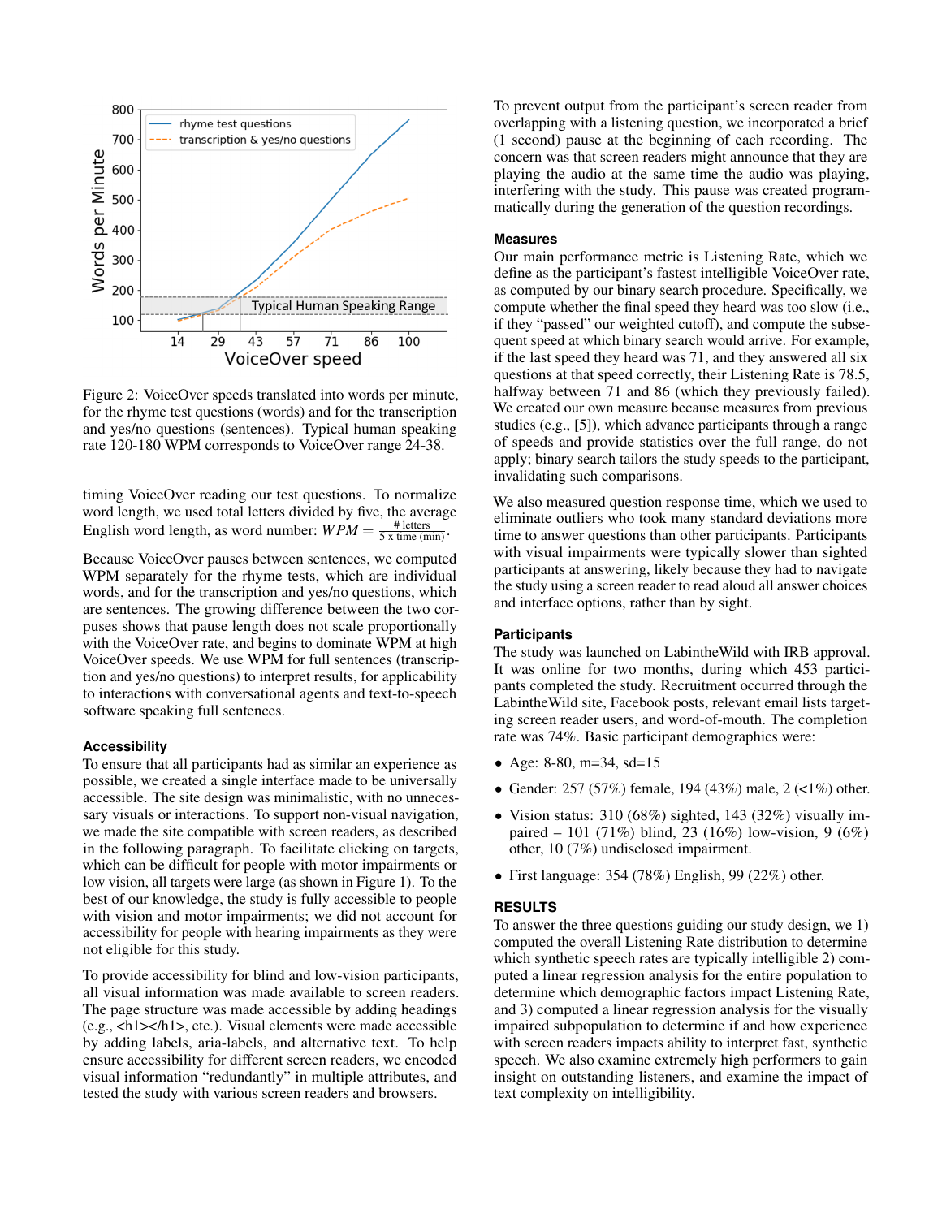Figure 2: VoiceOver speeds translated into words per minute, for the rhyme test questions (words) and for the transcription and yes/no questions (sentences). Typical human speaking rate 120-180 WPM corresponds to VoiceOver range 24-38.

timing VoiceOver reading our test questions. To normalize word length, we used total letters divided by five, the average English word length, as word number: $WPM = \frac{\# \text{ letters}}{5 \text{ x time (min)}}$.

Because VoiceOver pauses between sentences, we computed WPM separately for the rhyme tests, which are individual words, and for the transcription and yes/no questions, which are sentences. The growing difference between the two corpuses shows that pause length does not scale proportionally with the VoiceOver rate, and begins to dominate WPM at high VoiceOver speeds. We use WPM for full sentences (transcription and yes/no questions) to interpret results, for applicability to interactions with conversational agents and text-to-speech software speaking full sentences.

### Accessibility

To ensure that all participants had as similar an experience as possible, we created a single interface made to be universally accessible. The site design was minimalistic, with no unnecessary visuals or interactions. To support non-visual navigation, we made the site compatible with screen readers, as described in the following paragraph. To facilitate clicking on targets, which can be difficult for people with motor impairments or low vision, all targets were large (as shown in Figure 1). To the best of our knowledge, the study is fully accessible to people with vision and motor impairments; we did not account for accessibility for people with hearing impairments as they were not eligible for this study.

To provide accessibility for blind and low-vision participants, all visual information was made available to screen readers. The page structure was made accessible by adding headings (e.g., <h1></h1>, etc.). Visual elements were made accessible by adding labels, aria-labels, and alternative text. To help ensure accessibility for different screen readers, we encoded visual information "redundantly" in multiple attributes, and tested the study with various screen readers and browsers.

To prevent output from the participant's screen reader from overlapping with a listening question, we incorporated a brief (1 second) pause at the beginning of each recording. The concern was that screen readers might announce that they are playing the audio at the same time the audio was playing, interfering with the study. This pause was created programmatically during the generation of the question recordings.

### Measures

Our main performance metric is Listening Rate, which we define as the participant's fastest intelligible VoiceOver rate, as computed by our binary search procedure. Specifically, we compute whether the final speed they heard was too slow (i.e., if they "passed" our weighted cutoff), and compute the subsequent speed at which binary search would arrive. For example, if the last speed they heard was 71, and they answered all six questions at that speed correctly, their Listening Rate is 78.5, halfway between 71 and 86 (which they previously failed). We created our own measure because measures from previous studies (e.g., [5]), which advance participants through a range of speeds and provide statistics over the full range, do not apply; binary search tailors the study speeds to the participant, invalidating such comparisons.

We also measured question response time, which we used to eliminate outliers who took many standard deviations more time to answer questions than other participants. Participants with visual impairments were typically slower than sighted participants at answering, likely because they had to navigate the study using a screen reader to read aloud all answer choices and interface options, rather than by sight.

### Participants

The study was launched on LabintheWild with IRB approval. It was online for two months, during which 453 participants completed the study. Recruitment occurred through the LabintheWild site, Facebook posts, relevant email lists targeting screen reader users, and word-of-mouth. The completion rate was 74%. Basic participant demographics were:

- Age: 8-80, m=34, sd=15
- Gender: 257 (57%) female, 194 (43%) male, 2 (<1%) other.
- Vision status: 310 (68%) sighted, 143 (32%) visually impaired – 101 (71%) blind, 23 (16%) low-vision, 9 (6%) other, 10 (7%) undisclosed impairment.
- First language: 354 (78%) English, 99 (22%) other.

## RESULTS

To answer the three questions guiding our study design, we 1) computed the overall Listening Rate distribution to determine which synthetic speech rates are typically intelligible 2) computed a linear regression analysis for the entire population to determine which demographic factors impact Listening Rate, and 3) computed a linear regression analysis for the visually impaired subpopulation to determine if and how experience with screen readers impacts ability to interpret fast, synthetic speech. We also examine extremely high performers to gain insight on outstanding listeners, and examine the impact of text complexity on intelligibility.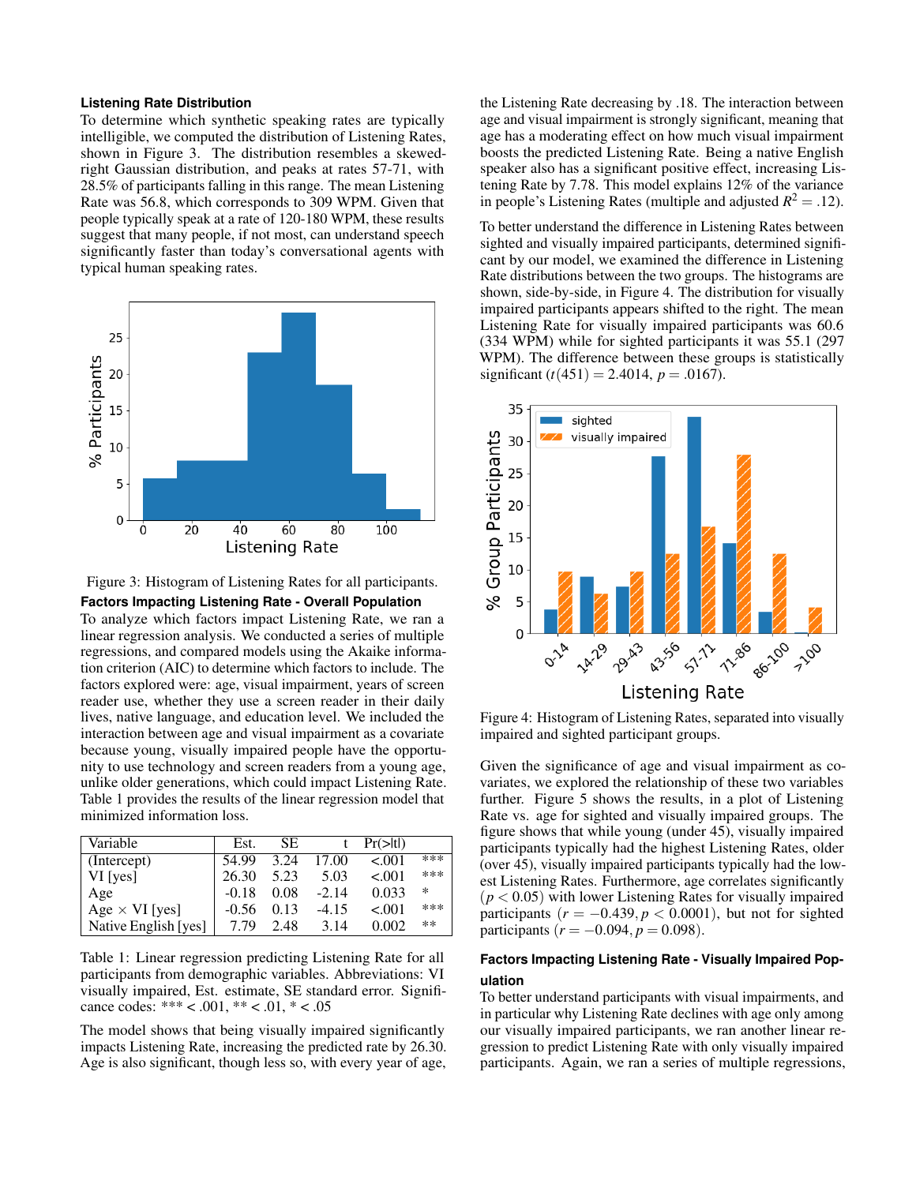### Listening Rate Distribution

To determine which synthetic speaking rates are typically intelligible, we computed the distribution of Listening Rates, shown in Figure 3. The distribution resembles a skewed-right Gaussian distribution, and peaks at rates 57-71, with 28.5% of participants falling in this range. The mean Listening Rate was 56.8, which corresponds to 309 WPM. Given that people typically speak at a rate of 120-180 WPM, these results suggest that many people, if not most, can understand speech significantly faster than today's conversational agents with typical human speaking rates.

Figure 3: Histogram of Listening Rates for all participants.

### Factors Impacting Listening Rate - Overall Population

To analyze which factors impact Listening Rate, we ran a linear regression analysis. We conducted a series of multiple regressions, and compared models using the Akaike information criterion (AIC) to determine which factors to include. The factors explored were: age, visual impairment, years of screen reader use, whether they use a screen reader in their daily lives, native language, and education level. We included the interaction between age and visual impairment as a covariate because young, visually impaired people have the opportunity to use technology and screen readers from a young age, unlike older generations, which could impact Listening Rate. Table 1 provides the results of the linear regression model that minimized information loss.

| Variable | Est. | SE | t | Pr(>\|t\|) | |
|---|---|---|---|---|---|
| (Intercept) | 54.99 | 3.24 | 17.00 | <.001 | *** |
| VI [yes] | 26.30 | 5.23 | 5.03 | <.001 | *** |
| Age | -0.18 | 0.08 | -2.14 | 0.033 | * |
| Age × VI [yes] | -0.56 | 0.13 | -4.15 | <.001 | *** |
| Native English [yes] | 7.79 | 2.48 | 3.14 | 0.002 | ** |

Table 1: Linear regression predicting Listening Rate for all participants from demographic variables. Abbreviations: VI visually impaired, Est. estimate, SE standard error. Significance codes: *** < .001, ** < .01, * < .05

The model shows that being visually impaired significantly impacts Listening Rate, increasing the predicted rate by 26.30. Age is also significant, though less so, with every year of age, the Listening Rate decreasing by .18. The interaction between age and visual impairment is strongly significant, meaning that age has a moderating effect on how much visual impairment boosts the predicted Listening Rate. Being a native English speaker also has a significant positive effect, increasing Listening Rate by 7.78. This model explains 12% of the variance in people's Listening Rates (multiple and adjusted $R^2 = .12$).

To better understand the difference in Listening Rates between sighted and visually impaired participants, determined significant by our model, we examined the difference in Listening Rate distributions between the two groups. The histograms are shown, side-by-side, in Figure 4. The distribution for visually impaired participants appears shifted to the right. The mean Listening Rate for visually impaired participants was 60.6 (334 WPM) while for sighted participants it was 55.1 (297 WPM). The difference between these groups is statistically significant ($t(451) = 2.4014$, $p = .0167$).

Figure 4: Histogram of Listening Rates, separated into visually impaired and sighted participant groups.

Given the significance of age and visual impairment as covariates, we explored the relationship of these two variables further. Figure 5 shows the results, in a plot of Listening Rate vs. age for sighted and visually impaired groups. The figure shows that while young (under 45), visually impaired participants typically had the highest Listening Rates, older (over 45), visually impaired participants typically had the lowest Listening Rates. Furthermore, age correlates significantly ($p < 0.05$) with lower Listening Rates for visually impaired participants ($r = -0.439, p < 0.0001$), but not for sighted participants ($r = -0.094, p = 0.098$).

### Factors Impacting Listening Rate - Visually Impaired Population

To better understand participants with visual impairments, and in particular why Listening Rate declines with age only among our visually impaired participants, we ran another linear regression to predict Listening Rate with only visually impaired participants. Again, we ran a series of multiple regressions,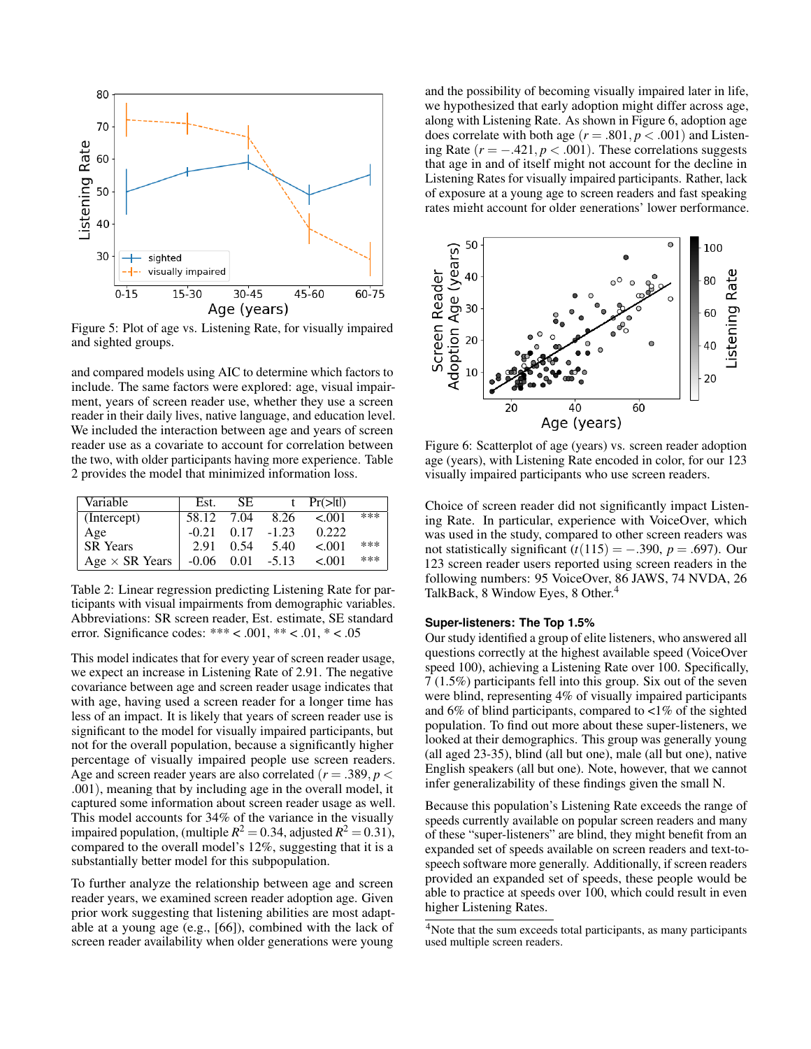Figure 5: Plot of age vs. Listening Rate, for visually impaired and sighted groups.

and compared models using AIC to determine which factors to include. The same factors were explored: age, visual impairment, years of screen reader use, whether they use a screen reader in their daily lives, native language, and education level. We included the interaction between age and years of screen reader use as a covariate to account for correlation between the two, with older participants having more experience. Table 2 provides the model that minimized information loss.

| Variable | Est. | SE | t | Pr(>\|t\|) | |
|---|---|---|---|---|---|
| (Intercept) | 58.12 | 7.04 | 8.26 | <.001 | *** |
| Age | -0.21 | 0.17 | -1.23 | 0.222 | |
| SR Years | 2.91 | 0.54 | 5.40 | <.001 | *** |
| Age × SR Years | -0.06 | 0.01 | -5.13 | <.001 | *** |

Table 2: Linear regression predicting Listening Rate for participants with visual impairments from demographic variables. Abbreviations: SR screen reader, Est. estimate, SE standard error. Significance codes: *** < .001, ** < .01, * < .05

This model indicates that for every year of screen reader usage, we expect an increase in Listening Rate of 2.91. The negative covariance between age and screen reader usage indicates that with age, having used a screen reader for a longer time has less of an impact. It is likely that years of screen reader use is significant to the model for visually impaired participants, but not for the overall population, because a significantly higher percentage of visually impaired people use screen readers. Age and screen reader years are also correlated ($r = .389, p < .001$), meaning that by including age in the overall model, it captured some information about screen reader usage as well. This model accounts for 34% of the variance in the visually impaired population, (multiple $R^2 = 0.34$, adjusted $R^2 = 0.31$), compared to the overall model's 12%, suggesting that it is a substantially better model for this subpopulation.

To further analyze the relationship between age and screen reader years, we examined screen reader adoption age. Given prior work suggesting that listening abilities are most adaptable at a young age (e.g., [66]), combined with the lack of screen reader availability when older generations were young and the possibility of becoming visually impaired later in life, we hypothesized that early adoption might differ across age, along with Listening Rate. As shown in Figure 6, adoption age does correlate with both age ($r = .801, p < .001$) and Listening Rate ($r = -.421, p < .001$). These correlations suggests that age in and of itself might not account for the decline in Listening Rates for visually impaired participants. Rather, lack of exposure at a young age to screen readers and fast speaking rates might account for older generations' lower performance.

Figure 6: Scatterplot of age (years) vs. screen reader adoption age (years), with Listening Rate encoded in color, for our 123 visually impaired participants who use screen readers.

Choice of screen reader did not significantly impact Listening Rate. In particular, experience with VoiceOver, which was used in the study, compared to other screen readers was not statistically significant ($t(115) = -.390$, $p = .697$). Our 123 screen reader users reported using screen readers in the following numbers: 95 VoiceOver, 86 JAWS, 74 NVDA, 26 TalkBack, 8 Window Eyes, 8 Other.[4]

#### Super-listeners: The Top 1.5%

Our study identified a group of elite listeners, who answered all questions correctly at the highest available speed (VoiceOver speed 100), achieving a Listening Rate over 100. Specifically, 7 (1.5%) participants fell into this group. Six out of the seven were blind, representing 4% of visually impaired participants and 6% of blind participants, compared to <1% of the sighted population. To find out more about these super-listeners, we looked at their demographics. This group was generally young (all aged 23-35), blind (all but one), male (all but one), native English speakers (all but one). Note, however, that we cannot infer generalizability of these findings given the small N.

Because this population's Listening Rate exceeds the range of speeds currently available on popular screen readers and many of these "super-listeners" are blind, they might benefit from an expanded set of speeds available on screen readers and text-to-speech software more generally. Additionally, if screen readers provided an expanded set of speeds, these people would be able to practice at speeds over 100, which could result in even higher Listening Rates.

[4]Note that the sum exceeds total participants, as many participants used multiple screen readers.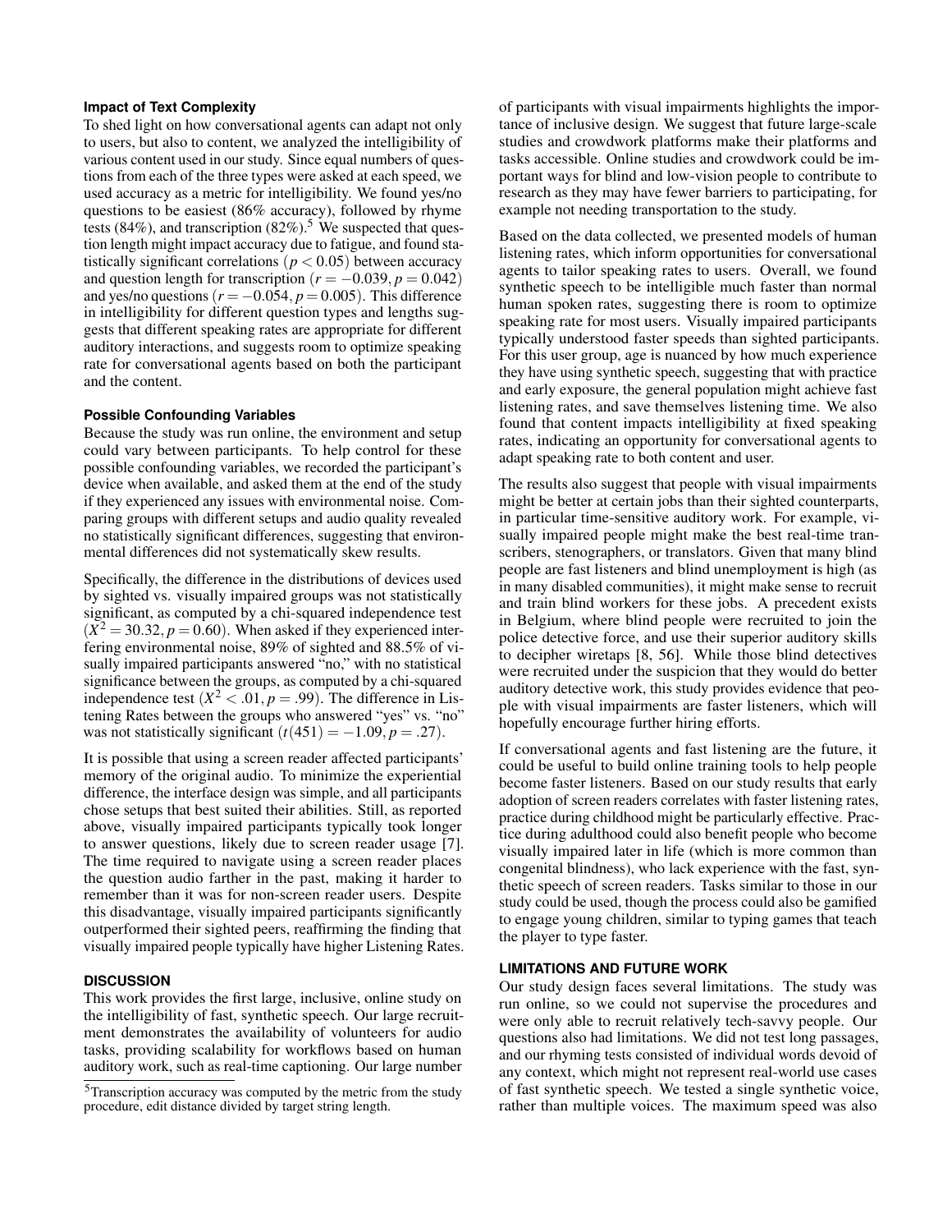### Impact of Text Complexity

To shed light on how conversational agents can adapt not only to users, but also to content, we analyzed the intelligibility of various content used in our study. Since equal numbers of questions from each of the three types were asked at each speed, we used accuracy as a metric for intelligibility. We found yes/no questions to be easiest (86% accuracy), followed by rhyme tests (84%), and transcription (82%).[5] We suspected that question length might impact accuracy due to fatigue, and found statistically significant correlations ($p < 0.05$) between accuracy and question length for transcription ($r = -0.039, p = 0.042$) and yes/no questions ($r = -0.054, p = 0.005$). This difference in intelligibility for different question types and lengths suggests that different speaking rates are appropriate for different auditory interactions, and suggests room to optimize speaking rate for conversational agents based on both the participant and the content.

### Possible Confounding Variables

Because the study was run online, the environment and setup could vary between participants. To help control for these possible confounding variables, we recorded the participant's device when available, and asked them at the end of the study if they experienced any issues with environmental noise. Comparing groups with different setups and audio quality revealed no statistically significant differences, suggesting that environmental differences did not systematically skew results.

Specifically, the difference in the distributions of devices used by sighted vs. visually impaired groups was not statistically significant, as computed by a chi-squared independence test ($X^2 = 30.32, p = 0.60$). When asked if they experienced interfering environmental noise, 89% of sighted and 88.5% of visually impaired participants answered "no," with no statistical significance between the groups, as computed by a chi-squared independence test ($X^2 < .01, p = .99$). The difference in Listening Rates between the groups who answered "yes" vs. "no" was not statistically significant ($t(451) = -1.09, p = .27$).

It is possible that using a screen reader affected participants' memory of the original audio. To minimize the experiential difference, the interface design was simple, and all participants chose setups that best suited their abilities. Still, as reported above, visually impaired participants typically took longer to answer questions, likely due to screen reader usage [7]. The time required to navigate using a screen reader places the question audio farther in the past, making it harder to remember than it was for non-screen reader users. Despite this disadvantage, visually impaired participants significantly outperformed their sighted peers, reaffirming the finding that visually impaired people typically have higher Listening Rates.

## DISCUSSION

This work provides the first large, inclusive, online study on the intelligibility of fast, synthetic speech. Our large recruitment demonstrates the availability of volunteers for audio tasks, providing scalability for workflows based on human auditory work, such as real-time captioning. Our large number of participants with visual impairments highlights the importance of inclusive design. We suggest that future large-scale studies and crowdwork platforms make their platforms and tasks accessible. Online studies and crowdwork could be important ways for blind and low-vision people to contribute to research as they may have fewer barriers to participating, for example not needing transportation to the study.

Based on the data collected, we presented models of human listening rates, which inform opportunities for conversational agents to tailor speaking rates to users. Overall, we found synthetic speech to be intelligible much faster than normal human spoken rates, suggesting there is room to optimize speaking rate for most users. Visually impaired participants typically understood faster speeds than sighted participants. For this user group, age is nuanced by how much experience they have using synthetic speech, suggesting that with practice and early exposure, the general population might achieve fast listening rates, and save themselves listening time. We also found that content impacts intelligibility at fixed speaking rates, indicating an opportunity for conversational agents to adapt speaking rate to both content and user.

The results also suggest that people with visual impairments might be better at certain jobs than their sighted counterparts, in particular time-sensitive auditory work. For example, visually impaired people might make the best real-time transcribers, stenographers, or translators. Given that many blind people are fast listeners and blind unemployment is high (as in many disabled communities), it might make sense to recruit and train blind workers for these jobs. A precedent exists in Belgium, where blind people were recruited to join the police detective force, and use their superior auditory skills to decipher wiretaps [8, 56]. While those blind detectives were recruited under the suspicion that they would do better auditory detective work, this study provides evidence that people with visual impairments are faster listeners, which will hopefully encourage further hiring efforts.

If conversational agents and fast listening are the future, it could be useful to build online training tools to help people become faster listeners. Based on our study results that early adoption of screen readers correlates with faster listening rates, practice during childhood might be particularly effective. Practice during adulthood could also benefit people who become visually impaired later in life (which is more common than congenital blindness), who lack experience with the fast, synthetic speech of screen readers. Tasks similar to those in our study could be used, though the process could also be gamified to engage young children, similar to typing games that teach the player to type faster.

## LIMITATIONS AND FUTURE WORK

Our study design faces several limitations. The study was run online, so we could not supervise the procedures and were only able to recruit relatively tech-savvy people. Our questions also had limitations. We did not test long passages, and our rhyming tests consisted of individual words devoid of any context, which might not represent real-world use cases of fast synthetic speech. We tested a single synthetic voice, rather than multiple voices. The maximum speed was also

[5] Transcription accuracy was computed by the metric from the study procedure, edit distance divided by target string length.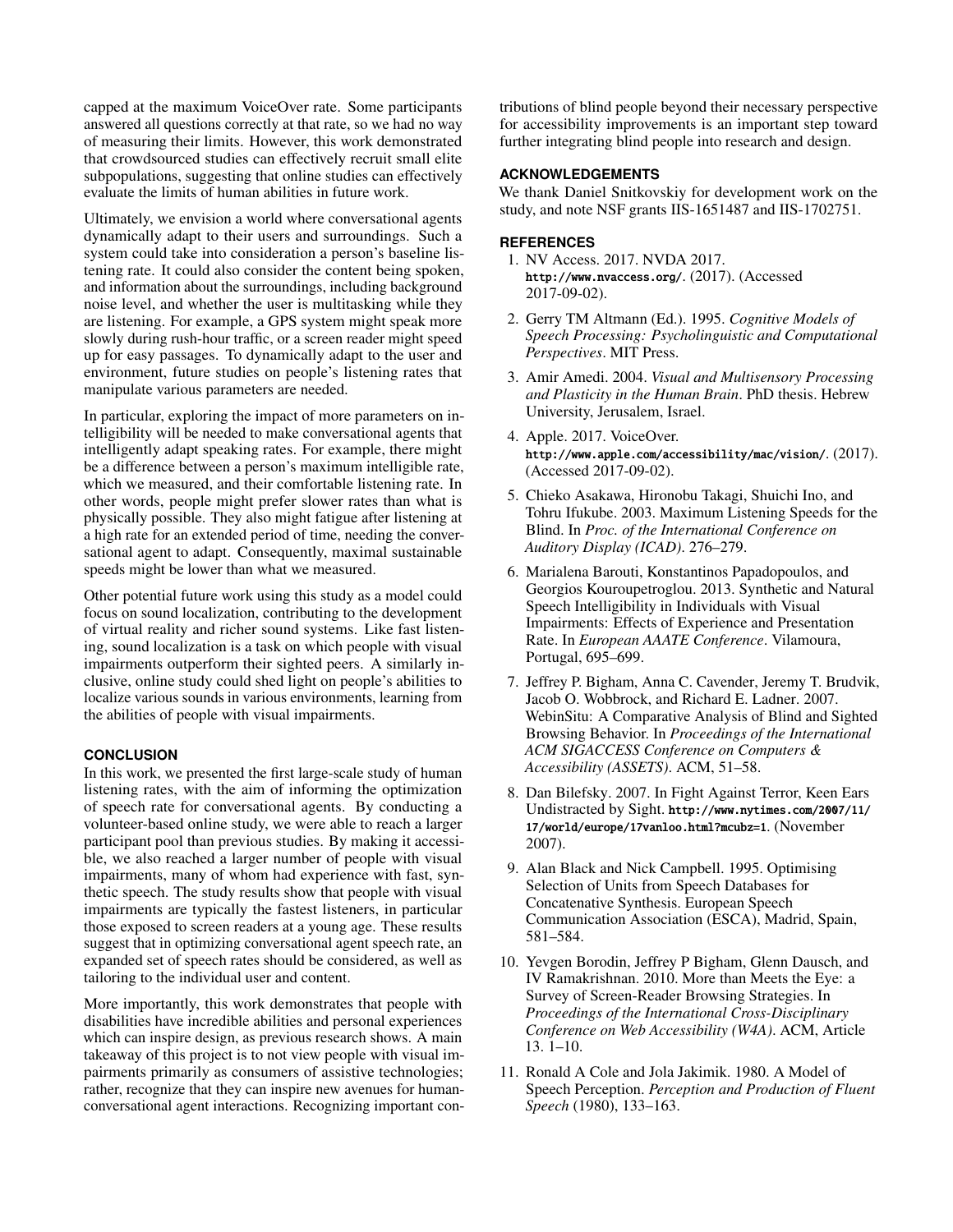capped at the maximum VoiceOver rate. Some participants answered all questions correctly at that rate, so we had no way of measuring their limits. However, this work demonstrated that crowdsourced studies can effectively recruit small elite subpopulations, suggesting that online studies can effectively evaluate the limits of human abilities in future work.

Ultimately, we envision a world where conversational agents dynamically adapt to their users and surroundings. Such a system could take into consideration a person's baseline listening rate. It could also consider the content being spoken, and information about the surroundings, including background noise level, and whether the user is multitasking while they are listening. For example, a GPS system might speak more slowly during rush-hour traffic, or a screen reader might speed up for easy passages. To dynamically adapt to the user and environment, future studies on people's listening rates that manipulate various parameters are needed.

In particular, exploring the impact of more parameters on intelligibility will be needed to make conversational agents that intelligently adapt speaking rates. For example, there might be a difference between a person's maximum intelligible rate, which we measured, and their comfortable listening rate. In other words, people might prefer slower rates than what is physically possible. They also might fatigue after listening at a high rate for an extended period of time, needing the conversational agent to adapt. Consequently, maximal sustainable speeds might be lower than what we measured.

Other potential future work using this study as a model could focus on sound localization, contributing to the development of virtual reality and richer sound systems. Like fast listening, sound localization is a task on which people with visual impairments outperform their sighted peers. A similarly inclusive, online study could shed light on people's abilities to localize various sounds in various environments, learning from the abilities of people with visual impairments.

## CONCLUSION

In this work, we presented the first large-scale study of human listening rates, with the aim of informing the optimization of speech rate for conversational agents. By conducting a volunteer-based online study, we were able to reach a larger participant pool than previous studies. By making it accessible, we also reached a larger number of people with visual impairments, many of whom had experience with fast, synthetic speech. The study results show that people with visual impairments are typically the fastest listeners, in particular those exposed to screen readers at a young age. These results suggest that in optimizing conversational agent speech rate, an expanded set of speech rates should be considered, as well as tailoring to the individual user and content.

More importantly, this work demonstrates that people with disabilities have incredible abilities and personal experiences which can inspire design, as previous research shows. A main takeaway of this project is to not view people with visual impairments primarily as consumers of assistive technologies; rather, recognize that they can inspire new avenues for human-conversational agent interactions. Recognizing important contributions of blind people beyond their necessary perspective for accessibility improvements is an important step toward further integrating blind people into research and design.

## ACKNOWLEDGEMENTS

We thank Daniel Snitkovskiy for development work on the study, and note NSF grants IIS-1651487 and IIS-1702751.

## REFERENCES

1. NV Access. 2017. NVDA 2017. http://www.nvaccess.org/. (2017). (Accessed 2017-09-02).
2. Gerry TM Altmann (Ed.). 1995. *Cognitive Models of Speech Processing: Psycholinguistic and Computational Perspectives*. MIT Press.
3. Amir Amedi. 2004. *Visual and Multisensory Processing and Plasticity in the Human Brain*. PhD thesis. Hebrew University, Jerusalem, Israel.
4. Apple. 2017. VoiceOver. http://www.apple.com/accessibility/mac/vision/. (2017). (Accessed 2017-09-02).
5. Chieko Asakawa, Hironobu Takagi, Shuichi Ino, and Tohru Ifukube. 2003. Maximum Listening Speeds for the Blind. In *Proc. of the International Conference on Auditory Display (ICAD)*. 276–279.
6. Marialena Barouti, Konstantinos Papadopoulos, and Georgios Kouroupetroglou. 2013. Synthetic and Natural Speech Intelligibility in Individuals with Visual Impairments: Effects of Experience and Presentation Rate. In *European AAATE Conference*. Vilamoura, Portugal, 695–699.
7. Jeffrey P. Bigham, Anna C. Cavender, Jeremy T. Brudvik, Jacob O. Wobbrock, and Richard E. Ladner. 2007. WebinSitu: A Comparative Analysis of Blind and Sighted Browsing Behavior. In *Proceedings of the International ACM SIGACCESS Conference on Computers & Accessibility (ASSETS)*. ACM, 51–58.
8. Dan Bilefsky. 2007. In Fight Against Terror, Keen Ears Undistracted by Sight. http://www.nytimes.com/2007/11/17/world/europe/17vanloo.html?mcubz=1. (November 2007).
9. Alan Black and Nick Campbell. 1995. Optimising Selection of Units from Speech Databases for Concatenative Synthesis. European Speech Communication Association (ESCA), Madrid, Spain, 581–584.
10. Yevgen Borodin, Jeffrey P Bigham, Glenn Dausch, and IV Ramakrishnan. 2010. More than Meets the Eye: a Survey of Screen-Reader Browsing Strategies. In *Proceedings of the International Cross-Disciplinary Conference on Web Accessibility (W4A)*. ACM, Article 13. 1–10.
11. Ronald A Cole and Jola Jakimik. 1980. A Model of Speech Perception. *Perception and Production of Fluent Speech* (1980), 133–163.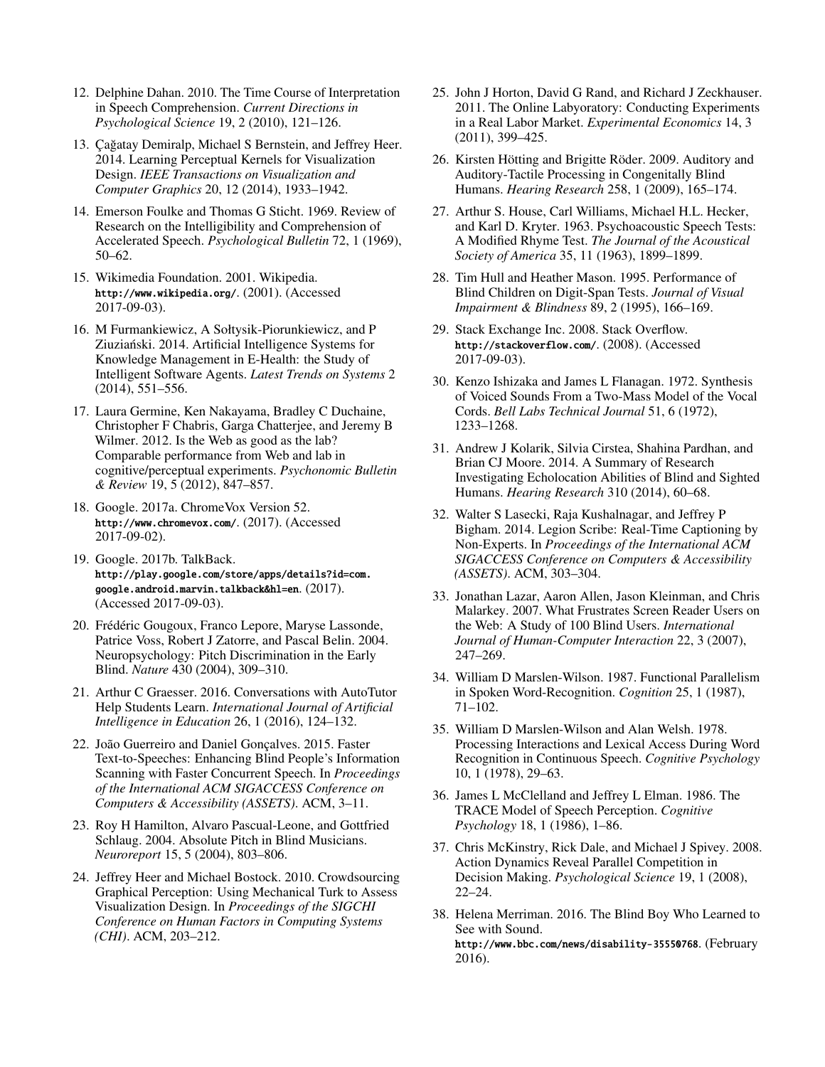12. Delphine Dahan. 2010. The Time Course of Interpretation in Speech Comprehension. *Current Directions in Psychological Science* 19, 2 (2010), 121–126.
13. Çağatay Demiralp, Michael S Bernstein, and Jeffrey Heer. 2014. Learning Perceptual Kernels for Visualization Design. *IEEE Transactions on Visualization and Computer Graphics* 20, 12 (2014), 1933–1942.
14. Emerson Foulke and Thomas G Sticht. 1969. Review of Research on the Intelligibility and Comprehension of Accelerated Speech. *Psychological Bulletin* 72, 1 (1969), 50–62.
15. Wikimedia Foundation. 2001. Wikipedia. `http://www.wikipedia.org/`. (2001). (Accessed 2017-09-03).
16. M Furmankiewicz, A Sołtysik-Piorunkiewicz, and P Ziuziański. 2014. Artificial Intelligence Systems for Knowledge Management in E-Health: the Study of Intelligent Software Agents. *Latest Trends on Systems* 2 (2014), 551–556.
17. Laura Germine, Ken Nakayama, Bradley C Duchaine, Christopher F Chabris, Garga Chatterjee, and Jeremy B Wilmer. 2012. Is the Web as good as the lab? Comparable performance from Web and lab in cognitive/perceptual experiments. *Psychonomic Bulletin & Review* 19, 5 (2012), 847–857.
18. Google. 2017a. ChromeVox Version 52. `http://www.chromevox.com/`. (2017). (Accessed 2017-09-02).
19. Google. 2017b. TalkBack. `http://play.google.com/store/apps/details?id=com.google.android.marvin.talkback&hl=en`. (2017). (Accessed 2017-09-03).
20. Frédéric Gougoux, Franco Lepore, Maryse Lassonde, Patrice Voss, Robert J Zatorre, and Pascal Belin. 2004. Neuropsychology: Pitch Discrimination in the Early Blind. *Nature* 430 (2004), 309–310.
21. Arthur C Graesser. 2016. Conversations with AutoTutor Help Students Learn. *International Journal of Artificial Intelligence in Education* 26, 1 (2016), 124–132.
22. João Guerreiro and Daniel Gonçalves. 2015. Faster Text-to-Speeches: Enhancing Blind People's Information Scanning with Faster Concurrent Speech. In *Proceedings of the International ACM SIGACCESS Conference on Computers & Accessibility (ASSETS)*. ACM, 3–11.
23. Roy H Hamilton, Alvaro Pascual-Leone, and Gottfried Schlaug. 2004. Absolute Pitch in Blind Musicians. *Neuroreport* 15, 5 (2004), 803–806.
24. Jeffrey Heer and Michael Bostock. 2010. Crowdsourcing Graphical Perception: Using Mechanical Turk to Assess Visualization Design. In *Proceedings of the SIGCHI Conference on Human Factors in Computing Systems (CHI)*. ACM, 203–212.
25. John J Horton, David G Rand, and Richard J Zeckhauser. 2011. The Online Labyoratory: Conducting Experiments in a Real Labor Market. *Experimental Economics* 14, 3 (2011), 399–425.
26. Kirsten Hötting and Brigitte Röder. 2009. Auditory and Auditory-Tactile Processing in Congenitally Blind Humans. *Hearing Research* 258, 1 (2009), 165–174.
27. Arthur S. House, Carl Williams, Michael H.L. Hecker, and Karl D. Kryter. 1963. Psychoacoustic Speech Tests: A Modified Rhyme Test. *The Journal of the Acoustical Society of America* 35, 11 (1963), 1899–1899.
28. Tim Hull and Heather Mason. 1995. Performance of Blind Children on Digit-Span Tests. *Journal of Visual Impairment & Blindness* 89, 2 (1995), 166–169.
29. Stack Exchange Inc. 2008. Stack Overflow. `http://stackoverflow.com/`. (2008). (Accessed 2017-09-03).
30. Kenzo Ishizaka and James L Flanagan. 1972. Synthesis of Voiced Sounds From a Two-Mass Model of the Vocal Cords. *Bell Labs Technical Journal* 51, 6 (1972), 1233–1268.
31. Andrew J Kolarik, Silvia Cirstea, Shahina Pardhan, and Brian CJ Moore. 2014. A Summary of Research Investigating Echolocation Abilities of Blind and Sighted Humans. *Hearing Research* 310 (2014), 60–68.
32. Walter S Lasecki, Raja Kushalnagar, and Jeffrey P Bigham. 2014. Legion Scribe: Real-Time Captioning by Non-Experts. In *Proceedings of the International ACM SIGACCESS Conference on Computers & Accessibility (ASSETS)*. ACM, 303–304.
33. Jonathan Lazar, Aaron Allen, Jason Kleinman, and Chris Malarkey. 2007. What Frustrates Screen Reader Users on the Web: A Study of 100 Blind Users. *International Journal of Human-Computer Interaction* 22, 3 (2007), 247–269.
34. William D Marslen-Wilson. 1987. Functional Parallelism in Spoken Word-Recognition. *Cognition* 25, 1 (1987), 71–102.
35. William D Marslen-Wilson and Alan Welsh. 1978. Processing Interactions and Lexical Access During Word Recognition in Continuous Speech. *Cognitive Psychology* 10, 1 (1978), 29–63.
36. James L McClelland and Jeffrey L Elman. 1986. The TRACE Model of Speech Perception. *Cognitive Psychology* 18, 1 (1986), 1–86.
37. Chris McKinstry, Rick Dale, and Michael J Spivey. 2008. Action Dynamics Reveal Parallel Competition in Decision Making. *Psychological Science* 19, 1 (2008), 22–24.
38. Helena Merriman. 2016. The Blind Boy Who Learned to See with Sound. `http://www.bbc.com/news/disability-35550768`. (February 2016).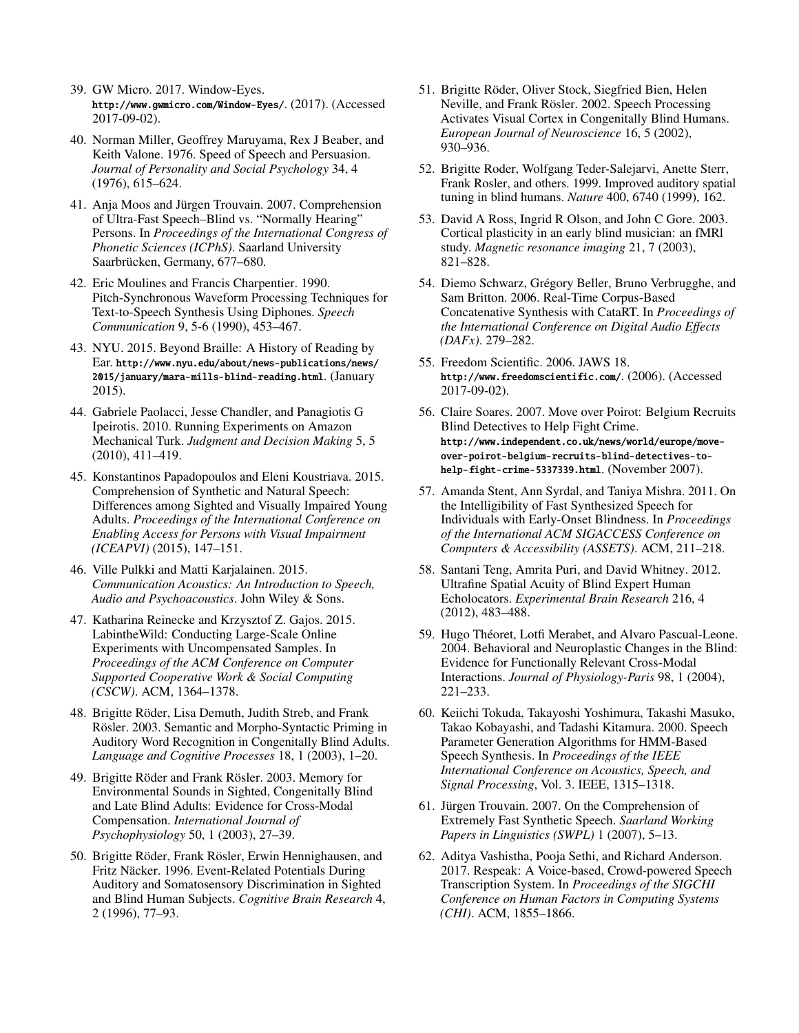39. GW Micro. 2017. Window-Eyes. `http://www.gwmicro.com/Window-Eyes/`. (2017). (Accessed 2017-09-02).

40. Norman Miller, Geoffrey Maruyama, Rex J Beaber, and Keith Valone. 1976. Speed of Speech and Persuasion. *Journal of Personality and Social Psychology* 34, 4 (1976), 615–624.

41. Anja Moos and Jürgen Trouvain. 2007. Comprehension of Ultra-Fast Speech–Blind vs. "Normally Hearing" Persons. In *Proceedings of the International Congress of Phonetic Sciences (ICPhS)*. Saarland University Saarbrücken, Germany, 677–680.

42. Eric Moulines and Francis Charpentier. 1990. Pitch-Synchronous Waveform Processing Techniques for Text-to-Speech Synthesis Using Diphones. *Speech Communication* 9, 5-6 (1990), 453–467.

43. NYU. 2015. Beyond Braille: A History of Reading by Ear. `http://www.nyu.edu/about/news-publications/news/2015/january/mara-mills-blind-reading.html`. (January 2015).

44. Gabriele Paolacci, Jesse Chandler, and Panagiotis G Ipeirotis. 2010. Running Experiments on Amazon Mechanical Turk. *Judgment and Decision Making* 5, 5 (2010), 411–419.

45. Konstantinos Papadopoulos and Eleni Koustriava. 2015. Comprehension of Synthetic and Natural Speech: Differences among Sighted and Visually Impaired Young Adults. *Proceedings of the International Conference on Enabling Access for Persons with Visual Impairment (ICEAPVI)* (2015), 147–151.

46. Ville Pulkki and Matti Karjalainen. 2015. *Communication Acoustics: An Introduction to Speech, Audio and Psychoacoustics*. John Wiley & Sons.

47. Katharina Reinecke and Krzysztof Z. Gajos. 2015. LabintheWild: Conducting Large-Scale Online Experiments with Uncompensated Samples. In *Proceedings of the ACM Conference on Computer Supported Cooperative Work & Social Computing (CSCW)*. ACM, 1364–1378.

48. Brigitte Röder, Lisa Demuth, Judith Streb, and Frank Rösler. 2003. Semantic and Morpho-Syntactic Priming in Auditory Word Recognition in Congenitally Blind Adults. *Language and Cognitive Processes* 18, 1 (2003), 1–20.

49. Brigitte Röder and Frank Rösler. 2003. Memory for Environmental Sounds in Sighted, Congenitally Blind and Late Blind Adults: Evidence for Cross-Modal Compensation. *International Journal of Psychophysiology* 50, 1 (2003), 27–39.

50. Brigitte Röder, Frank Rösler, Erwin Hennighausen, and Fritz Näcker. 1996. Event-Related Potentials During Auditory and Somatosensory Discrimination in Sighted and Blind Human Subjects. *Cognitive Brain Research* 4, 2 (1996), 77–93.

51. Brigitte Röder, Oliver Stock, Siegfried Bien, Helen Neville, and Frank Rösler. 2002. Speech Processing Activates Visual Cortex in Congenitally Blind Humans. *European Journal of Neuroscience* 16, 5 (2002), 930–936.

52. Brigitte Roder, Wolfgang Teder-Salejarvi, Anette Sterr, Frank Rosler, and others. 1999. Improved auditory spatial tuning in blind humans. *Nature* 400, 6740 (1999), 162.

53. David A Ross, Ingrid R Olson, and John C Gore. 2003. Cortical plasticity in an early blind musician: an fMRl study. *Magnetic resonance imaging* 21, 7 (2003), 821–828.

54. Diemo Schwarz, Grégory Beller, Bruno Verbrugghe, and Sam Britton. 2006. Real-Time Corpus-Based Concatenative Synthesis with CataRT. In *Proceedings of the International Conference on Digital Audio Effects (DAFx)*. 279–282.

55. Freedom Scientific. 2006. JAWS 18. `http://www.freedomscientific.com/`. (2006). (Accessed 2017-09-02).

56. Claire Soares. 2007. Move over Poirot: Belgium Recruits Blind Detectives to Help Fight Crime. `http://www.independent.co.uk/news/world/europe/move-over-poirot-belgium-recruits-blind-detectives-to-help-fight-crime-5337339.html`. (November 2007).

57. Amanda Stent, Ann Syrdal, and Taniya Mishra. 2011. On the Intelligibility of Fast Synthesized Speech for Individuals with Early-Onset Blindness. In *Proceedings of the International ACM SIGACCESS Conference on Computers & Accessibility (ASSETS)*. ACM, 211–218.

58. Santani Teng, Amrita Puri, and David Whitney. 2012. Ultrafine Spatial Acuity of Blind Expert Human Echolocators. *Experimental Brain Research* 216, 4 (2012), 483–488.

59. Hugo Théoret, Lotfi Merabet, and Alvaro Pascual-Leone. 2004. Behavioral and Neuroplastic Changes in the Blind: Evidence for Functionally Relevant Cross-Modal Interactions. *Journal of Physiology-Paris* 98, 1 (2004), 221–233.

60. Keiichi Tokuda, Takayoshi Yoshimura, Takashi Masuko, Takao Kobayashi, and Tadashi Kitamura. 2000. Speech Parameter Generation Algorithms for HMM-Based Speech Synthesis. In *Proceedings of the IEEE International Conference on Acoustics, Speech, and Signal Processing*, Vol. 3. IEEE, 1315–1318.

61. Jürgen Trouvain. 2007. On the Comprehension of Extremely Fast Synthetic Speech. *Saarland Working Papers in Linguistics (SWPL)* 1 (2007), 5–13.

62. Aditya Vashistha, Pooja Sethi, and Richard Anderson. 2017. Respeak: A Voice-based, Crowd-powered Speech Transcription System. In *Proceedings of the SIGCHI Conference on Human Factors in Computing Systems (CHI)*. ACM, 1855–1866.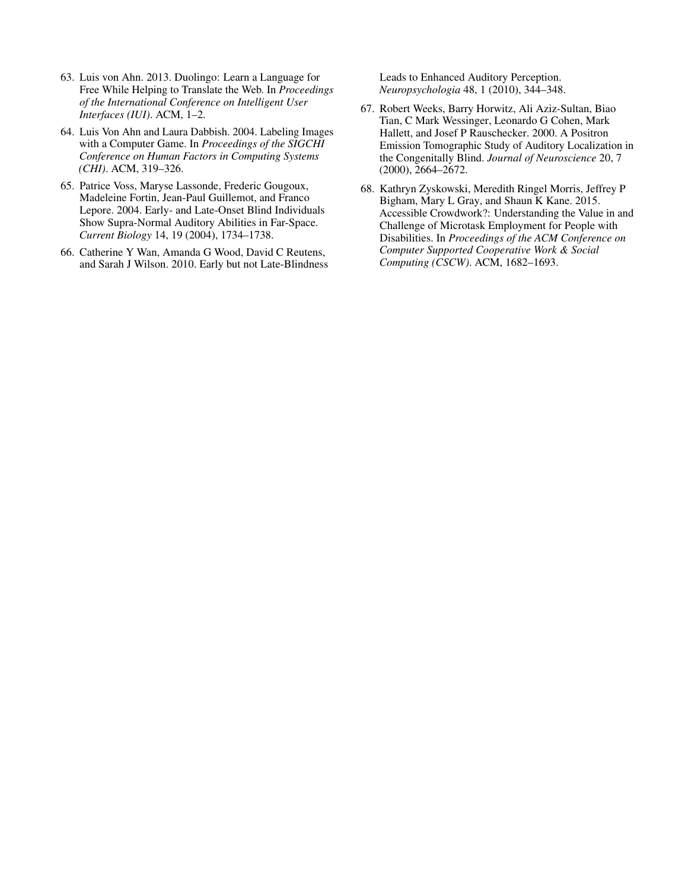63. Luis von Ahn. 2013. Duolingo: Learn a Language for Free While Helping to Translate the Web. In *Proceedings of the International Conference on Intelligent User Interfaces (IUI)*. ACM, 1–2.

64. Luis Von Ahn and Laura Dabbish. 2004. Labeling Images with a Computer Game. In *Proceedings of the SIGCHI Conference on Human Factors in Computing Systems (CHI)*. ACM, 319–326.

65. Patrice Voss, Maryse Lassonde, Frederic Gougoux, Madeleine Fortin, Jean-Paul Guillemot, and Franco Lepore. 2004. Early- and Late-Onset Blind Individuals Show Supra-Normal Auditory Abilities in Far-Space. *Current Biology* 14, 19 (2004), 1734–1738.

66. Catherine Y Wan, Amanda G Wood, David C Reutens, and Sarah J Wilson. 2010. Early but not Late-Blindness Leads to Enhanced Auditory Perception. *Neuropsychologia* 48, 1 (2010), 344–348.

67. Robert Weeks, Barry Horwitz, Ali Aziz-Sultan, Biao Tian, C Mark Wessinger, Leonardo G Cohen, Mark Hallett, and Josef P Rauschecker. 2000. A Positron Emission Tomographic Study of Auditory Localization in the Congenitally Blind. *Journal of Neuroscience* 20, 7 (2000), 2664–2672.

68. Kathryn Zyskowski, Meredith Ringel Morris, Jeffrey P Bigham, Mary L Gray, and Shaun K Kane. 2015. Accessible Crowdwork?: Understanding the Value in and Challenge of Microtask Employment for People with Disabilities. In *Proceedings of the ACM Conference on Computer Supported Cooperative Work & Social Computing (CSCW)*. ACM, 1682–1693.